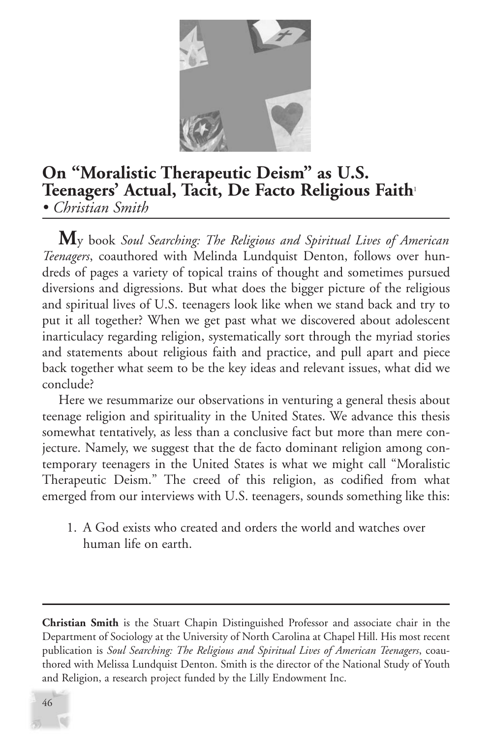# On "Moralistic Therapeutic Deism" as U.S. Teenagers' Actual, Tacit, De Facto Religious Faith[1]

*• Christian Smith*

**M**y book *Soul Searching: The Religious and Spiritual Lives of American Teenagers*, coauthored with Melinda Lundquist Denton, follows over hundreds of pages a variety of topical trains of thought and sometimes pursued diversions and digressions. But what does the bigger picture of the religious and spiritual lives of U.S. teenagers look like when we stand back and try to put it all together? When we get past what we discovered about adolescent inarticulacy regarding religion, systematically sort through the myriad stories and statements about religious faith and practice, and pull apart and piece back together what seem to be the key ideas and relevant issues, what did we conclude?

Here we resummarize our observations in venturing a general thesis about teenage religion and spirituality in the United States. We advance this thesis somewhat tentatively, as less than a conclusive fact but more than mere conjecture. Namely, we suggest that the de facto dominant religion among contemporary teenagers in the United States is what we might call "Moralistic Therapeutic Deism." The creed of this religion, as codified from what emerged from our interviews with U.S. teenagers, sounds something like this:

1. A God exists who created and orders the world and watches over human life on earth.

---

**Christian Smith** is the Stuart Chapin Distinguished Professor and associate chair in the Department of Sociology at the University of North Carolina at Chapel Hill. His most recent publication is *Soul Searching: The Religious and Spiritual Lives of American Teenagers*, coauthored with Melissa Lundquist Denton. Smith is the director of the National Study of Youth and Religion, a research project funded by the Lilly Endowment Inc.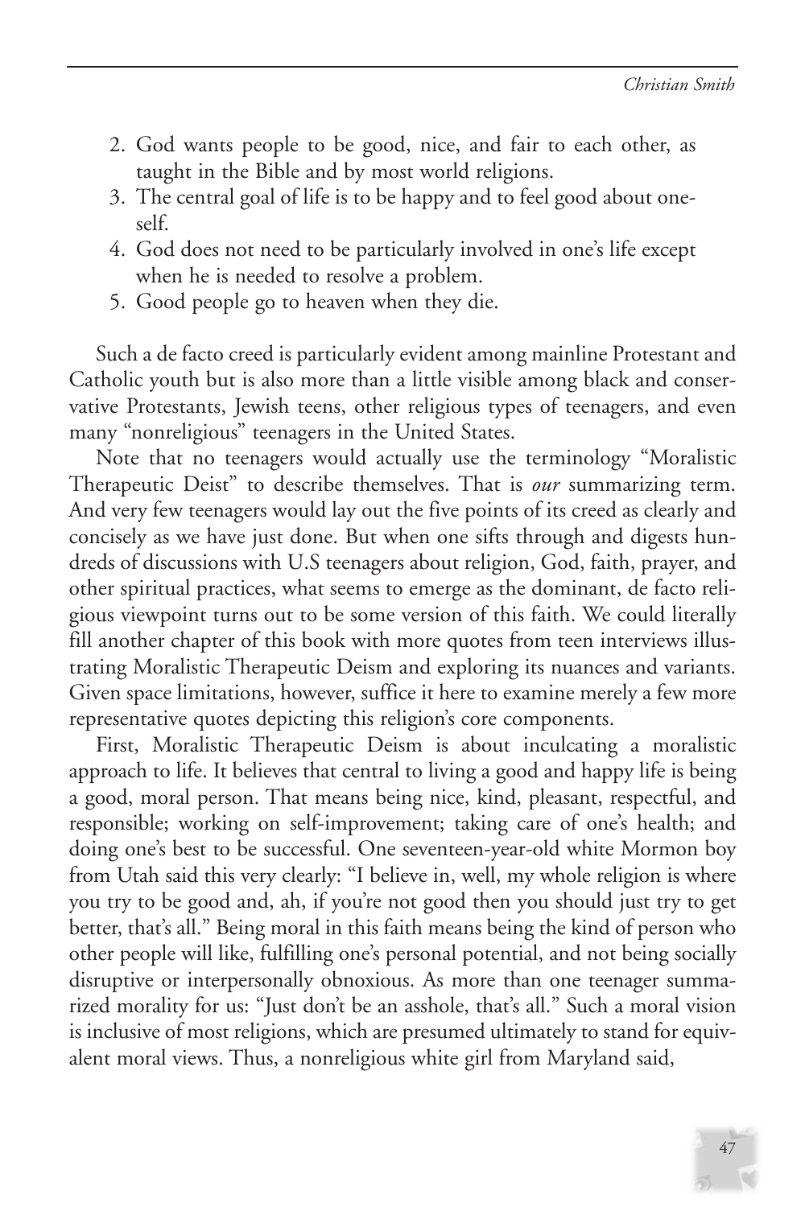2. God wants people to be good, nice, and fair to each other, as taught in the Bible and by most world religions.
3. The central goal of life is to be happy and to feel good about oneself.
4. God does not need to be particularly involved in one's life except when he is needed to resolve a problem.
5. Good people go to heaven when they die.

Such a de facto creed is particularly evident among mainline Protestant and Catholic youth but is also more than a little visible among black and conservative Protestants, Jewish teens, other religious types of teenagers, and even many "nonreligious" teenagers in the United States.

Note that no teenagers would actually use the terminology "Moralistic Therapeutic Deist" to describe themselves. That is *our* summarizing term. And very few teenagers would lay out the five points of its creed as clearly and concisely as we have just done. But when one sifts through and digests hundreds of discussions with U.S teenagers about religion, God, faith, prayer, and other spiritual practices, what seems to emerge as the dominant, de facto religious viewpoint turns out to be some version of this faith. We could literally fill another chapter of this book with more quotes from teen interviews illustrating Moralistic Therapeutic Deism and exploring its nuances and variants. Given space limitations, however, suffice it here to examine merely a few more representative quotes depicting this religion's core components.

First, Moralistic Therapeutic Deism is about inculcating a moralistic approach to life. It believes that central to living a good and happy life is being a good, moral person. That means being nice, kind, pleasant, respectful, and responsible; working on self-improvement; taking care of one's health; and doing one's best to be successful. One seventeen-year-old white Mormon boy from Utah said this very clearly: "I believe in, well, my whole religion is where you try to be good and, ah, if you're not good then you should just try to get better, that's all." Being moral in this faith means being the kind of person who other people will like, fulfilling one's personal potential, and not being socially disruptive or interpersonally obnoxious. As more than one teenager summarized morality for us: "Just don't be an asshole, that's all." Such a moral vision is inclusive of most religions, which are presumed ultimately to stand for equivalent moral views. Thus, a nonreligious white girl from Maryland said,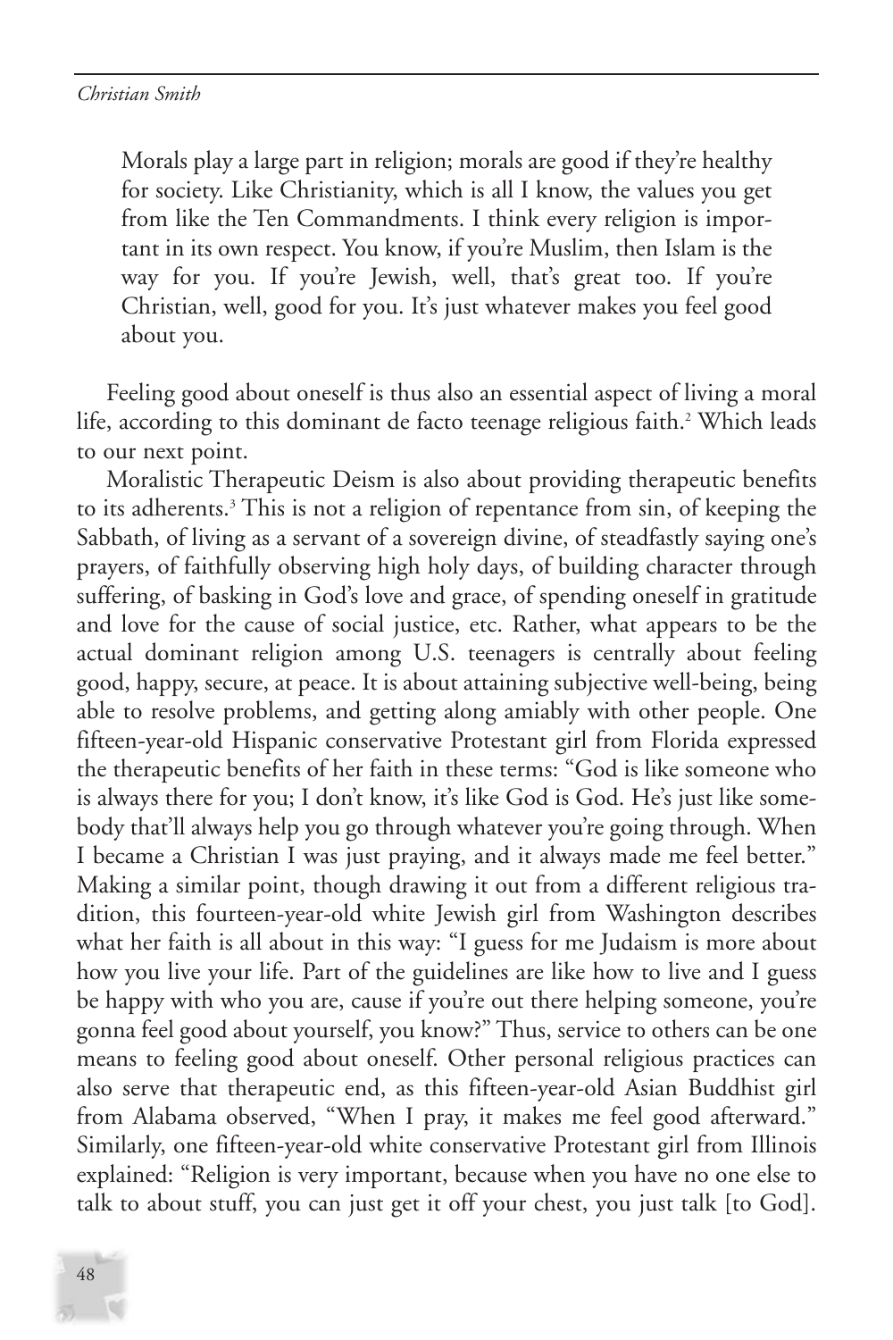> Morals play a large part in religion; morals are good if they're healthy for society. Like Christianity, which is all I know, the values you get from like the Ten Commandments. I think every religion is important in its own respect. You know, if you're Muslim, then Islam is the way for you. If you're Jewish, well, that's great too. If you're Christian, well, good for you. It's just whatever makes you feel good about you.

Feeling good about oneself is thus also an essential aspect of living a moral life, according to this dominant de facto teenage religious faith.[2] Which leads to our next point.

Moralistic Therapeutic Deism is also about providing therapeutic benefits to its adherents.[3] This is not a religion of repentance from sin, of keeping the Sabbath, of living as a servant of a sovereign divine, of steadfastly saying one's prayers, of faithfully observing high holy days, of building character through suffering, of basking in God's love and grace, of spending oneself in gratitude and love for the cause of social justice, etc. Rather, what appears to be the actual dominant religion among U.S. teenagers is centrally about feeling good, happy, secure, at peace. It is about attaining subjective well-being, being able to resolve problems, and getting along amiably with other people. One fifteen-year-old Hispanic conservative Protestant girl from Florida expressed the therapeutic benefits of her faith in these terms: "God is like someone who is always there for you; I don't know, it's like God is God. He's just like somebody that'll always help you go through whatever you're going through. When I became a Christian I was just praying, and it always made me feel better." Making a similar point, though drawing it out from a different religious tradition, this fourteen-year-old white Jewish girl from Washington describes what her faith is all about in this way: "I guess for me Judaism is more about how you live your life. Part of the guidelines are like how to live and I guess be happy with who you are, cause if you're out there helping someone, you're gonna feel good about yourself, you know?" Thus, service to others can be one means to feeling good about oneself. Other personal religious practices can also serve that therapeutic end, as this fifteen-year-old Asian Buddhist girl from Alabama observed, "When I pray, it makes me feel good afterward." Similarly, one fifteen-year-old white conservative Protestant girl from Illinois explained: "Religion is very important, because when you have no one else to talk to about stuff, you can just get it off your chest, you just talk [to God].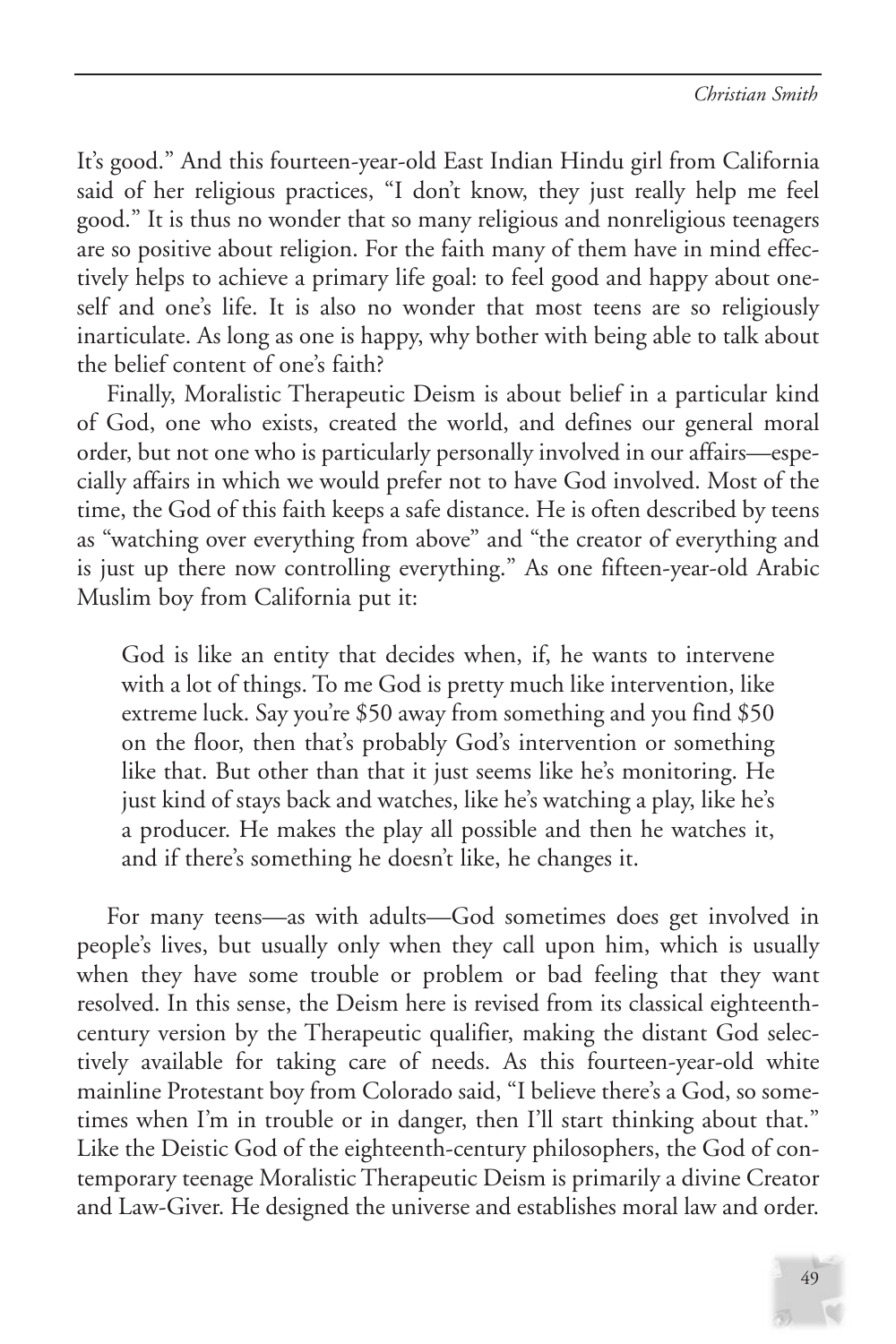It's good." And this fourteen-year-old East Indian Hindu girl from California said of her religious practices, "I don't know, they just really help me feel good." It is thus no wonder that so many religious and nonreligious teenagers are so positive about religion. For the faith many of them have in mind effectively helps to achieve a primary life goal: to feel good and happy about oneself and one's life. It is also no wonder that most teens are so religiously inarticulate. As long as one is happy, why bother with being able to talk about the belief content of one's faith?

Finally, Moralistic Therapeutic Deism is about belief in a particular kind of God, one who exists, created the world, and defines our general moral order, but not one who is particularly personally involved in our affairs—especially affairs in which we would prefer not to have God involved. Most of the time, the God of this faith keeps a safe distance. He is often described by teens as "watching over everything from above" and "the creator of everything and is just up there now controlling everything." As one fifteen-year-old Arabic Muslim boy from California put it:

> God is like an entity that decides when, if, he wants to intervene with a lot of things. To me God is pretty much like intervention, like extreme luck. Say you're $50 away from something and you find $50 on the floor, then that's probably God's intervention or something like that. But other than that it just seems like he's monitoring. He just kind of stays back and watches, like he's watching a play, like he's a producer. He makes the play all possible and then he watches it, and if there's something he doesn't like, he changes it.

For many teens—as with adults—God sometimes does get involved in people's lives, but usually only when they call upon him, which is usually when they have some trouble or problem or bad feeling that they want resolved. In this sense, the Deism here is revised from its classical eighteenth-century version by the Therapeutic qualifier, making the distant God selectively available for taking care of needs. As this fourteen-year-old white mainline Protestant boy from Colorado said, "I believe there's a God, so sometimes when I'm in trouble or in danger, then I'll start thinking about that." Like the Deistic God of the eighteenth-century philosophers, the God of contemporary teenage Moralistic Therapeutic Deism is primarily a divine Creator and Law-Giver. He designed the universe and establishes moral law and order.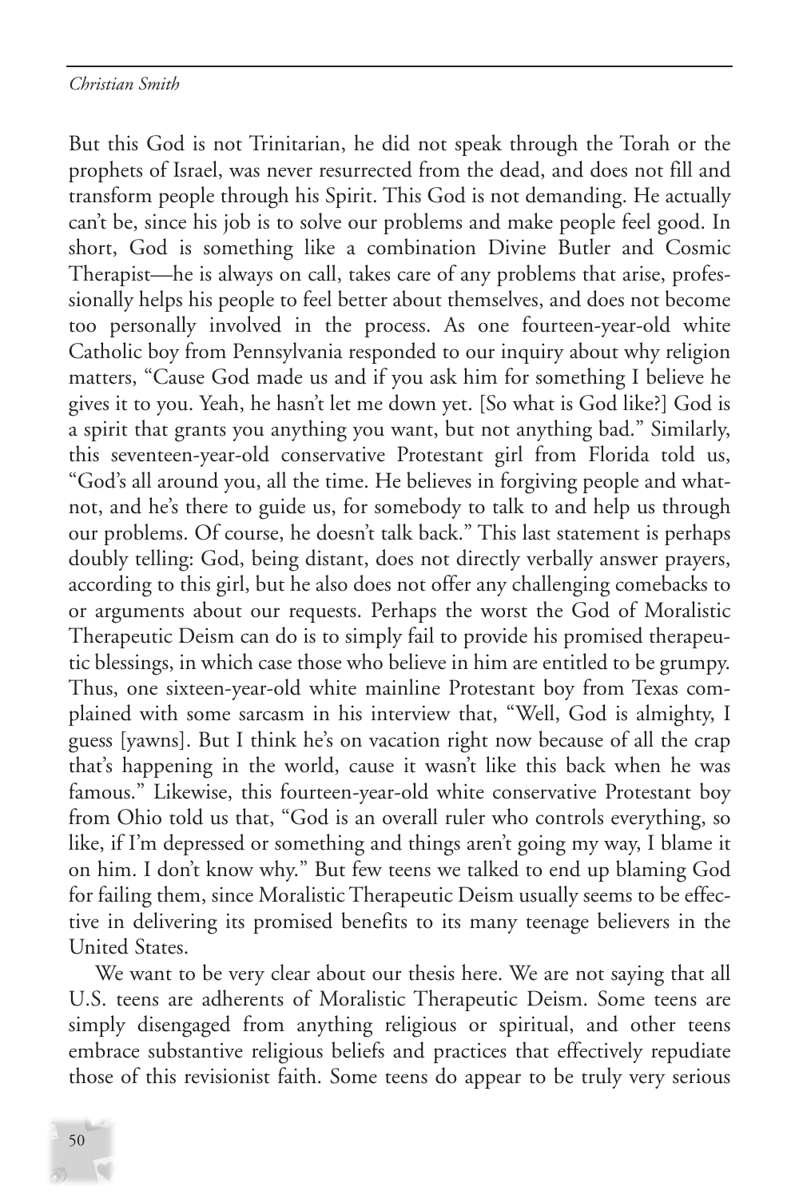But this God is not Trinitarian, he did not speak through the Torah or the prophets of Israel, was never resurrected from the dead, and does not fill and transform people through his Spirit. This God is not demanding. He actually can't be, since his job is to solve our problems and make people feel good. In short, God is something like a combination Divine Butler and Cosmic Therapist—he is always on call, takes care of any problems that arise, professionally helps his people to feel better about themselves, and does not become too personally involved in the process. As one fourteen-year-old white Catholic boy from Pennsylvania responded to our inquiry about why religion matters, "Cause God made us and if you ask him for something I believe he gives it to you. Yeah, he hasn't let me down yet. [So what is God like?] God is a spirit that grants you anything you want, but not anything bad." Similarly, this seventeen-year-old conservative Protestant girl from Florida told us, "God's all around you, all the time. He believes in forgiving people and whatnot, and he's there to guide us, for somebody to talk to and help us through our problems. Of course, he doesn't talk back." This last statement is perhaps doubly telling: God, being distant, does not directly verbally answer prayers, according to this girl, but he also does not offer any challenging comebacks to or arguments about our requests. Perhaps the worst the God of Moralistic Therapeutic Deism can do is to simply fail to provide his promised therapeutic blessings, in which case those who believe in him are entitled to be grumpy. Thus, one sixteen-year-old white mainline Protestant boy from Texas complained with some sarcasm in his interview that, "Well, God is almighty, I guess [yawns]. But I think he's on vacation right now because of all the crap that's happening in the world, cause it wasn't like this back when he was famous." Likewise, this fourteen-year-old white conservative Protestant boy from Ohio told us that, "God is an overall ruler who controls everything, so like, if I'm depressed or something and things aren't going my way, I blame it on him. I don't know why." But few teens we talked to end up blaming God for failing them, since Moralistic Therapeutic Deism usually seems to be effective in delivering its promised benefits to its many teenage believers in the United States.

We want to be very clear about our thesis here. We are not saying that all U.S. teens are adherents of Moralistic Therapeutic Deism. Some teens are simply disengaged from anything religious or spiritual, and other teens embrace substantive religious beliefs and practices that effectively repudiate those of this revisionist faith. Some teens do appear to be truly very serious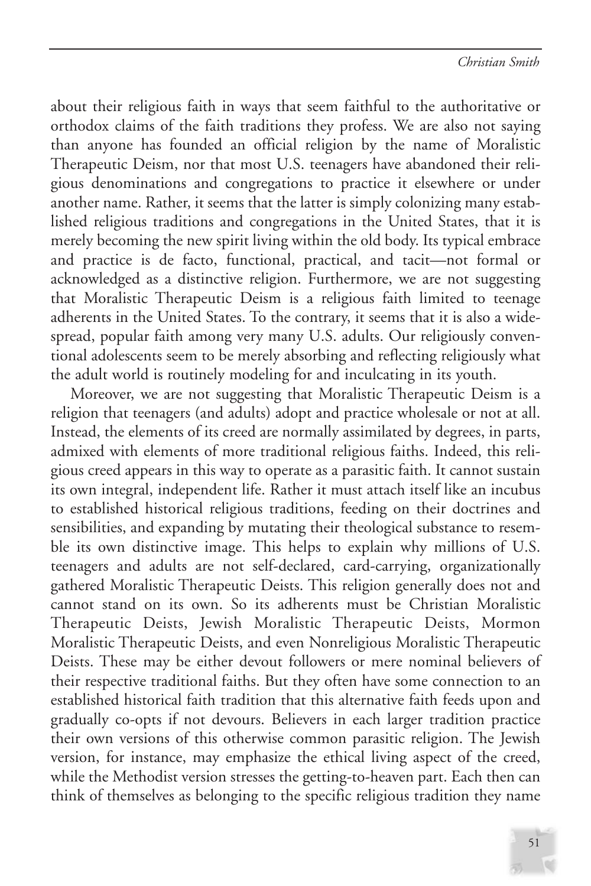about their religious faith in ways that seem faithful to the authoritative or orthodox claims of the faith traditions they profess. We are also not saying than anyone has founded an official religion by the name of Moralistic Therapeutic Deism, nor that most U.S. teenagers have abandoned their religious denominations and congregations to practice it elsewhere or under another name. Rather, it seems that the latter is simply colonizing many established religious traditions and congregations in the United States, that it is merely becoming the new spirit living within the old body. Its typical embrace and practice is de facto, functional, practical, and tacit—not formal or acknowledged as a distinctive religion. Furthermore, we are not suggesting that Moralistic Therapeutic Deism is a religious faith limited to teenage adherents in the United States. To the contrary, it seems that it is also a widespread, popular faith among very many U.S. adults. Our religiously conventional adolescents seem to be merely absorbing and reflecting religiously what the adult world is routinely modeling for and inculcating in its youth.

Moreover, we are not suggesting that Moralistic Therapeutic Deism is a religion that teenagers (and adults) adopt and practice wholesale or not at all. Instead, the elements of its creed are normally assimilated by degrees, in parts, admixed with elements of more traditional religious faiths. Indeed, this religious creed appears in this way to operate as a parasitic faith. It cannot sustain its own integral, independent life. Rather it must attach itself like an incubus to established historical religious traditions, feeding on their doctrines and sensibilities, and expanding by mutating their theological substance to resemble its own distinctive image. This helps to explain why millions of U.S. teenagers and adults are not self-declared, card-carrying, organizationally gathered Moralistic Therapeutic Deists. This religion generally does not and cannot stand on its own. So its adherents must be Christian Moralistic Therapeutic Deists, Jewish Moralistic Therapeutic Deists, Mormon Moralistic Therapeutic Deists, and even Nonreligious Moralistic Therapeutic Deists. These may be either devout followers or mere nominal believers of their respective traditional faiths. But they often have some connection to an established historical faith tradition that this alternative faith feeds upon and gradually co-opts if not devours. Believers in each larger tradition practice their own versions of this otherwise common parasitic religion. The Jewish version, for instance, may emphasize the ethical living aspect of the creed, while the Methodist version stresses the getting-to-heaven part. Each then can think of themselves as belonging to the specific religious tradition they name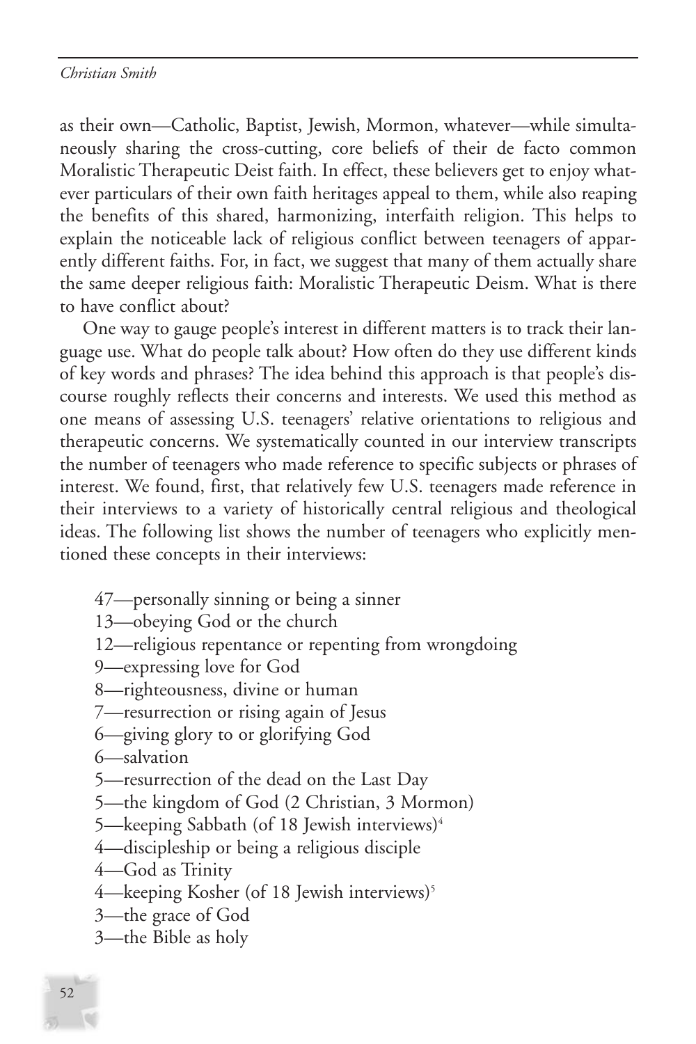as their own—Catholic, Baptist, Jewish, Mormon, whatever—while simultaneously sharing the cross-cutting, core beliefs of their de facto common Moralistic Therapeutic Deist faith. In effect, these believers get to enjoy whatever particulars of their own faith heritages appeal to them, while also reaping the benefits of this shared, harmonizing, interfaith religion. This helps to explain the noticeable lack of religious conflict between teenagers of apparently different faiths. For, in fact, we suggest that many of them actually share the same deeper religious faith: Moralistic Therapeutic Deism. What is there to have conflict about?

One way to gauge people's interest in different matters is to track their language use. What do people talk about? How often do they use different kinds of key words and phrases? The idea behind this approach is that people's discourse roughly reflects their concerns and interests. We used this method as one means of assessing U.S. teenagers' relative orientations to religious and therapeutic concerns. We systematically counted in our interview transcripts the number of teenagers who made reference to specific subjects or phrases of interest. We found, first, that relatively few U.S. teenagers made reference in their interviews to a variety of historically central religious and theological ideas. The following list shows the number of teenagers who explicitly mentioned these concepts in their interviews:

- 47—personally sinning or being a sinner
- 13—obeying God or the church
- 12—religious repentance or repenting from wrongdoing
- 9—expressing love for God
- 8—righteousness, divine or human
- 7—resurrection or rising again of Jesus
- 6—giving glory to or glorifying God
- 6—salvation
- 5—resurrection of the dead on the Last Day
- 5—the kingdom of God (2 Christian, 3 Mormon)
- 5—keeping Sabbath (of 18 Jewish interviews)[4]
- 4—discipleship or being a religious disciple
- 4—God as Trinity
- 4—keeping Kosher (of 18 Jewish interviews)[5]
- 3—the grace of God
- 3—the Bible as holy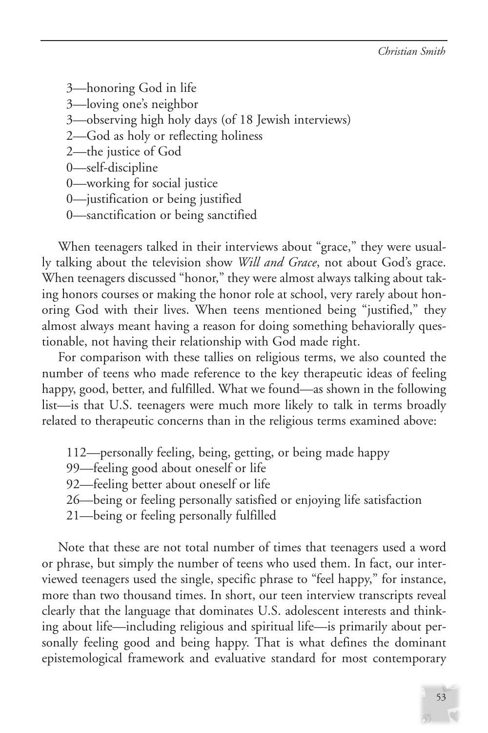3—honoring God in life  
3—loving one's neighbor  
3—observing high holy days (of 18 Jewish interviews)  
2—God as holy or reflecting holiness  
2—the justice of God  
0—self-discipline  
0—working for social justice  
0—justification or being justified  
0—sanctification or being sanctified

When teenagers talked in their interviews about "grace," they were usually talking about the television show *Will and Grace*, not about God's grace. When teenagers discussed "honor," they were almost always talking about taking honors courses or making the honor role at school, very rarely about honoring God with their lives. When teens mentioned being "justified," they almost always meant having a reason for doing something behaviorally questionable, not having their relationship with God made right.

For comparison with these tallies on religious terms, we also counted the number of teens who made reference to the key therapeutic ideas of feeling happy, good, better, and fulfilled. What we found—as shown in the following list—is that U.S. teenagers were much more likely to talk in terms broadly related to therapeutic concerns than in the religious terms examined above:

112—personally feeling, being, getting, or being made happy  
99—feeling good about oneself or life  
92—feeling better about oneself or life  
26—being or feeling personally satisfied or enjoying life satisfaction  
21—being or feeling personally fulfilled

Note that these are not total number of times that teenagers used a word or phrase, but simply the number of teens who used them. In fact, our interviewed teenagers used the single, specific phrase to "feel happy," for instance, more than two thousand times. In short, our teen interview transcripts reveal clearly that the language that dominates U.S. adolescent interests and thinking about life—including religious and spiritual life—is primarily about personally feeling good and being happy. That is what defines the dominant epistemological framework and evaluative standard for most contemporary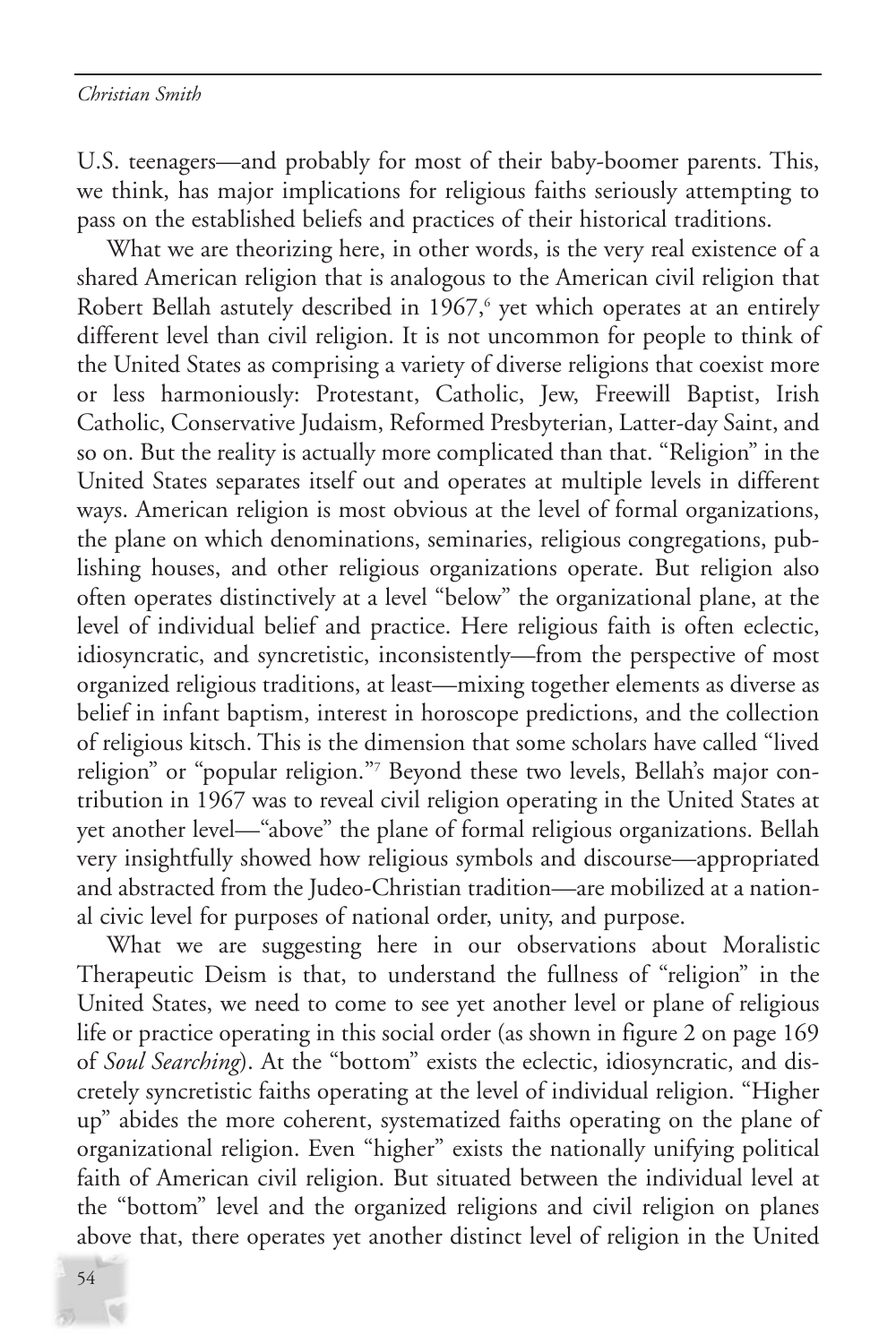U.S. teenagers—and probably for most of their baby-boomer parents. This, we think, has major implications for religious faiths seriously attempting to pass on the established beliefs and practices of their historical traditions.

What we are theorizing here, in other words, is the very real existence of a shared American religion that is analogous to the American civil religion that Robert Bellah astutely described in 1967,[6] yet which operates at an entirely different level than civil religion. It is not uncommon for people to think of the United States as comprising a variety of diverse religions that coexist more or less harmoniously: Protestant, Catholic, Jew, Freewill Baptist, Irish Catholic, Conservative Judaism, Reformed Presbyterian, Latter-day Saint, and so on. But the reality is actually more complicated than that. "Religion" in the United States separates itself out and operates at multiple levels in different ways. American religion is most obvious at the level of formal organizations, the plane on which denominations, seminaries, religious congregations, publishing houses, and other religious organizations operate. But religion also often operates distinctively at a level "below" the organizational plane, at the level of individual belief and practice. Here religious faith is often eclectic, idiosyncratic, and syncretistic, inconsistently—from the perspective of most organized religious traditions, at least—mixing together elements as diverse as belief in infant baptism, interest in horoscope predictions, and the collection of religious kitsch. This is the dimension that some scholars have called "lived religion" or "popular religion."[7] Beyond these two levels, Bellah's major contribution in 1967 was to reveal civil religion operating in the United States at yet another level—"above" the plane of formal religious organizations. Bellah very insightfully showed how religious symbols and discourse—appropriated and abstracted from the Judeo-Christian tradition—are mobilized at a national civic level for purposes of national order, unity, and purpose.

What we are suggesting here in our observations about Moralistic Therapeutic Deism is that, to understand the fullness of "religion" in the United States, we need to come to see yet another level or plane of religious life or practice operating in this social order (as shown in figure 2 on page 169 of *Soul Searching*). At the "bottom" exists the eclectic, idiosyncratic, and discretely syncretistic faiths operating at the level of individual religion. "Higher up" abides the more coherent, systematized faiths operating on the plane of organizational religion. Even "higher" exists the nationally unifying political faith of American civil religion. But situated between the individual level at the "bottom" level and the organized religions and civil religion on planes above that, there operates yet another distinct level of religion in the United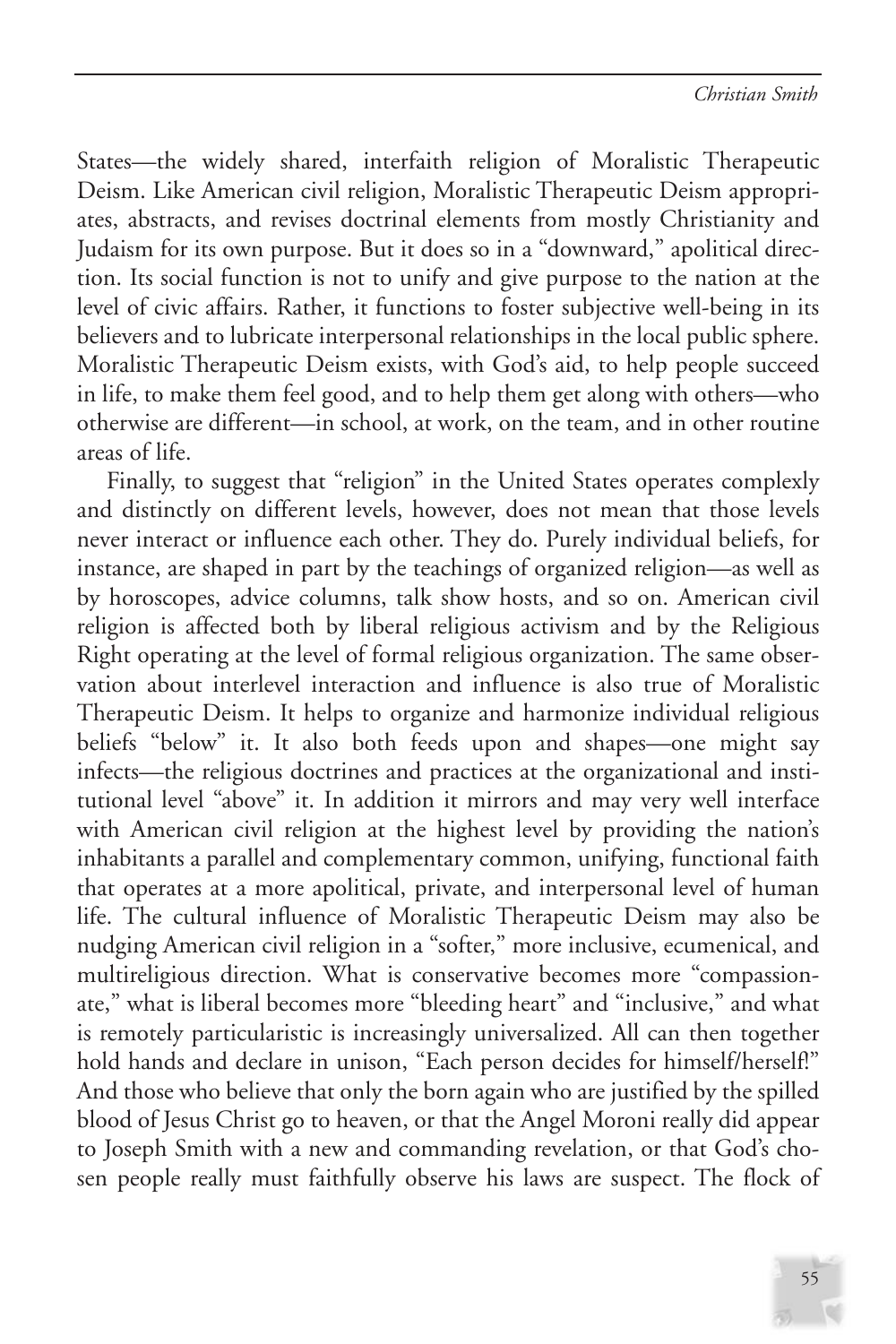States—the widely shared, interfaith religion of Moralistic Therapeutic Deism. Like American civil religion, Moralistic Therapeutic Deism appropriates, abstracts, and revises doctrinal elements from mostly Christianity and Judaism for its own purpose. But it does so in a "downward," apolitical direction. Its social function is not to unify and give purpose to the nation at the level of civic affairs. Rather, it functions to foster subjective well-being in its believers and to lubricate interpersonal relationships in the local public sphere. Moralistic Therapeutic Deism exists, with God's aid, to help people succeed in life, to make them feel good, and to help them get along with others—who otherwise are different—in school, at work, on the team, and in other routine areas of life.

Finally, to suggest that "religion" in the United States operates complexly and distinctly on different levels, however, does not mean that those levels never interact or influence each other. They do. Purely individual beliefs, for instance, are shaped in part by the teachings of organized religion—as well as by horoscopes, advice columns, talk show hosts, and so on. American civil religion is affected both by liberal religious activism and by the Religious Right operating at the level of formal religious organization. The same observation about interlevel interaction and influence is also true of Moralistic Therapeutic Deism. It helps to organize and harmonize individual religious beliefs "below" it. It also both feeds upon and shapes—one might say infects—the religious doctrines and practices at the organizational and institutional level "above" it. In addition it mirrors and may very well interface with American civil religion at the highest level by providing the nation's inhabitants a parallel and complementary common, unifying, functional faith that operates at a more apolitical, private, and interpersonal level of human life. The cultural influence of Moralistic Therapeutic Deism may also be nudging American civil religion in a "softer," more inclusive, ecumenical, and multireligious direction. What is conservative becomes more "compassionate," what is liberal becomes more "bleeding heart" and "inclusive," and what is remotely particularistic is increasingly universalized. All can then together hold hands and declare in unison, "Each person decides for himself/herself!" And those who believe that only the born again who are justified by the spilled blood of Jesus Christ go to heaven, or that the Angel Moroni really did appear to Joseph Smith with a new and commanding revelation, or that God's chosen people really must faithfully observe his laws are suspect. The flock of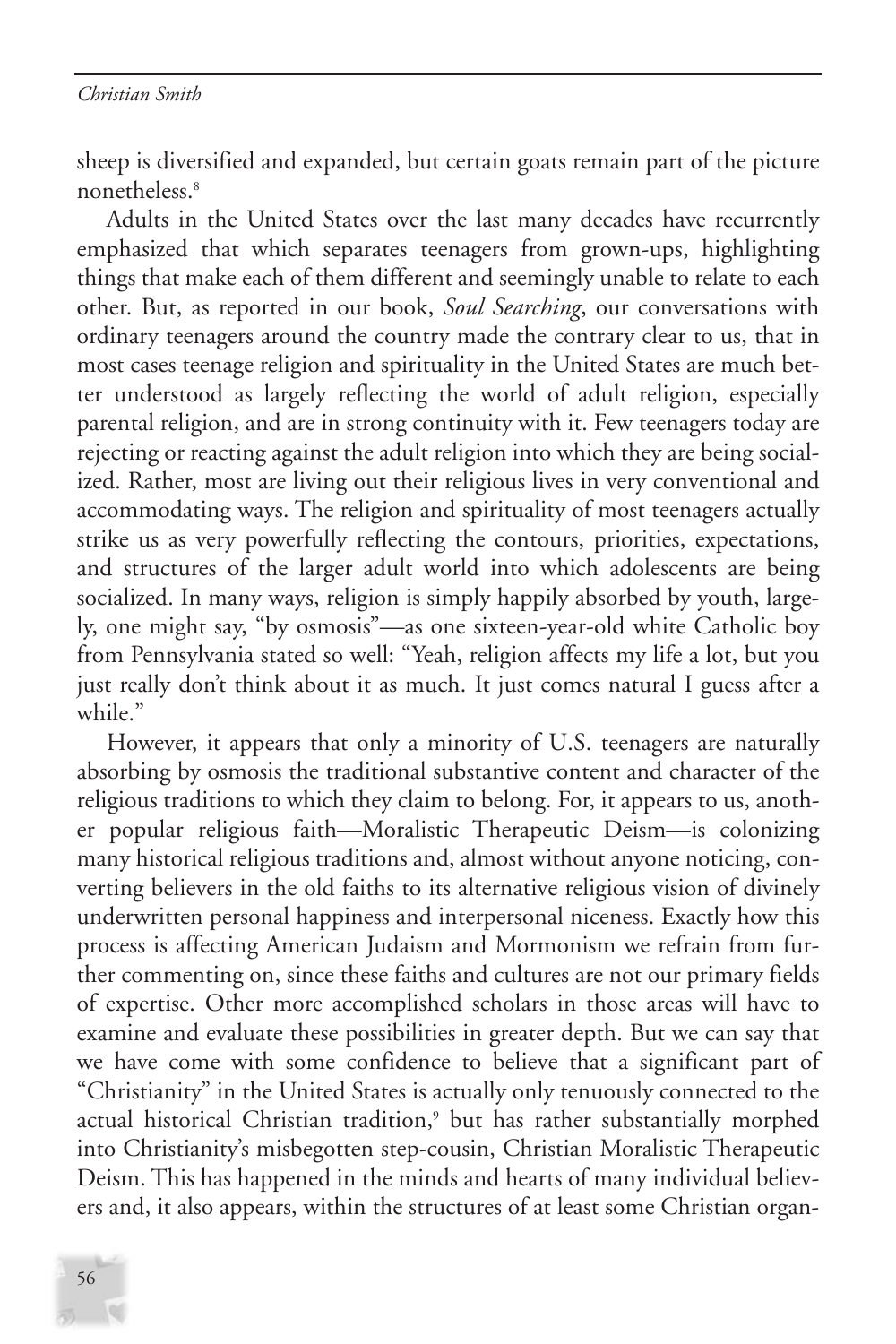sheep is diversified and expanded, but certain goats remain part of the picture nonetheless.[8]

Adults in the United States over the last many decades have recurrently emphasized that which separates teenagers from grown-ups, highlighting things that make each of them different and seemingly unable to relate to each other. But, as reported in our book, *Soul Searching*, our conversations with ordinary teenagers around the country made the contrary clear to us, that in most cases teenage religion and spirituality in the United States are much better understood as largely reflecting the world of adult religion, especially parental religion, and are in strong continuity with it. Few teenagers today are rejecting or reacting against the adult religion into which they are being socialized. Rather, most are living out their religious lives in very conventional and accommodating ways. The religion and spirituality of most teenagers actually strike us as very powerfully reflecting the contours, priorities, expectations, and structures of the larger adult world into which adolescents are being socialized. In many ways, religion is simply happily absorbed by youth, largely, one might say, "by osmosis"—as one sixteen-year-old white Catholic boy from Pennsylvania stated so well: "Yeah, religion affects my life a lot, but you just really don't think about it as much. It just comes natural I guess after a while."

However, it appears that only a minority of U.S. teenagers are naturally absorbing by osmosis the traditional substantive content and character of the religious traditions to which they claim to belong. For, it appears to us, another popular religious faith—Moralistic Therapeutic Deism—is colonizing many historical religious traditions and, almost without anyone noticing, converting believers in the old faiths to its alternative religious vision of divinely underwritten personal happiness and interpersonal niceness. Exactly how this process is affecting American Judaism and Mormonism we refrain from further commenting on, since these faiths and cultures are not our primary fields of expertise. Other more accomplished scholars in those areas will have to examine and evaluate these possibilities in greater depth. But we can say that we have come with some confidence to believe that a significant part of "Christianity" in the United States is actually only tenuously connected to the actual historical Christian tradition,[9] but has rather substantially morphed into Christianity's misbegotten step-cousin, Christian Moralistic Therapeutic Deism. This has happened in the minds and hearts of many individual believers and, it also appears, within the structures of at least some Christian organ-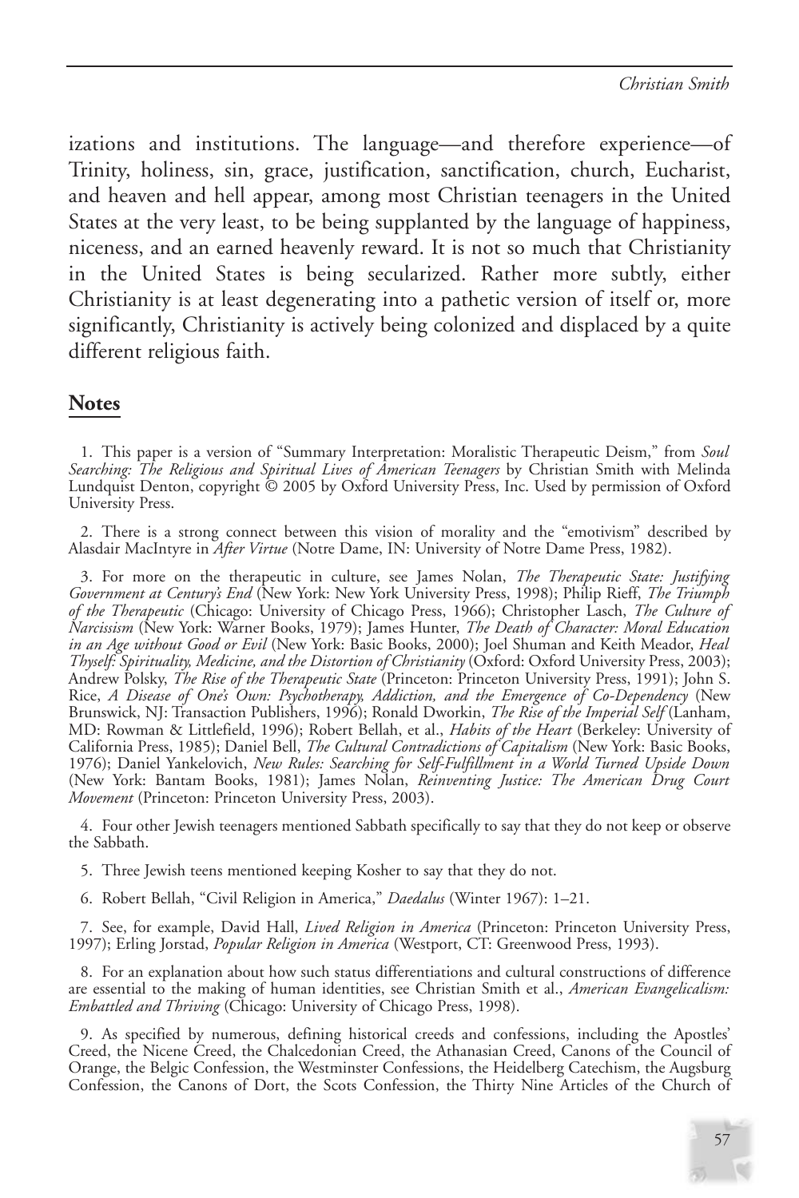izations and institutions. The language—and therefore experience—of Trinity, holiness, sin, grace, justification, sanctification, church, Eucharist, and heaven and hell appear, among most Christian teenagers in the United States at the very least, to be being supplanted by the language of happiness, niceness, and an earned heavenly reward. It is not so much that Christianity in the United States is being secularized. Rather more subtly, either Christianity is at least degenerating into a pathetic version of itself or, more significantly, Christianity is actively being colonized and displaced by a quite different religious faith.

## Notes

1. This paper is a version of "Summary Interpretation: Moralistic Therapeutic Deism," from *Soul Searching: The Religious and Spiritual Lives of American Teenagers* by Christian Smith with Melinda Lundquist Denton, copyright © 2005 by Oxford University Press, Inc. Used by permission of Oxford University Press.

2. There is a strong connect between this vision of morality and the "emotivism" described by Alasdair MacIntyre in *After Virtue* (Notre Dame, IN: University of Notre Dame Press, 1982).

3. For more on the therapeutic in culture, see James Nolan, *The Therapeutic State: Justifying Government at Century's End* (New York: New York University Press, 1998); Philip Rieff, *The Triumph of the Therapeutic* (Chicago: University of Chicago Press, 1966); Christopher Lasch, *The Culture of Narcissism* (New York: Warner Books, 1979); James Hunter, *The Death of Character: Moral Education in an Age without Good or Evil* (New York: Basic Books, 2000); Joel Shuman and Keith Meador, *Heal Thyself: Spirituality, Medicine, and the Distortion of Christianity* (Oxford: Oxford University Press, 2003); Andrew Polsky, *The Rise of the Therapeutic State* (Princeton: Princeton University Press, 1991); John S. Rice, *A Disease of One's Own: Psychotherapy, Addiction, and the Emergence of Co-Dependency* (New Brunswick, NJ: Transaction Publishers, 1996); Ronald Dworkin, *The Rise of the Imperial Self* (Lanham, MD: Rowman & Littlefield, 1996); Robert Bellah, et al., *Habits of the Heart* (Berkeley: University of California Press, 1985); Daniel Bell, *The Cultural Contradictions of Capitalism* (New York: Basic Books, 1976); Daniel Yankelovich, *New Rules: Searching for Self-Fulfillment in a World Turned Upside Down* (New York: Bantam Books, 1981); James Nolan, *Reinventing Justice: The American Drug Court Movement* (Princeton: Princeton University Press, 2003).

4. Four other Jewish teenagers mentioned Sabbath specifically to say that they do not keep or observe the Sabbath.

5. Three Jewish teens mentioned keeping Kosher to say that they do not.

6. Robert Bellah, "Civil Religion in America," *Daedalus* (Winter 1967): 1–21.

7. See, for example, David Hall, *Lived Religion in America* (Princeton: Princeton University Press, 1997); Erling Jorstad, *Popular Religion in America* (Westport, CT: Greenwood Press, 1993).

8. For an explanation about how such status differentiations and cultural constructions of difference are essential to the making of human identities, see Christian Smith et al., *American Evangelicalism: Embattled and Thriving* (Chicago: University of Chicago Press, 1998).

9. As specified by numerous, defining historical creeds and confessions, including the Apostles' Creed, the Nicene Creed, the Chalcedonian Creed, the Athanasian Creed, Canons of the Council of Orange, the Belgic Confession, the Westminster Confessions, the Heidelberg Catechism, the Augsburg Confession, the Canons of Dort, the Scots Confession, the Thirty Nine Articles of the Church of